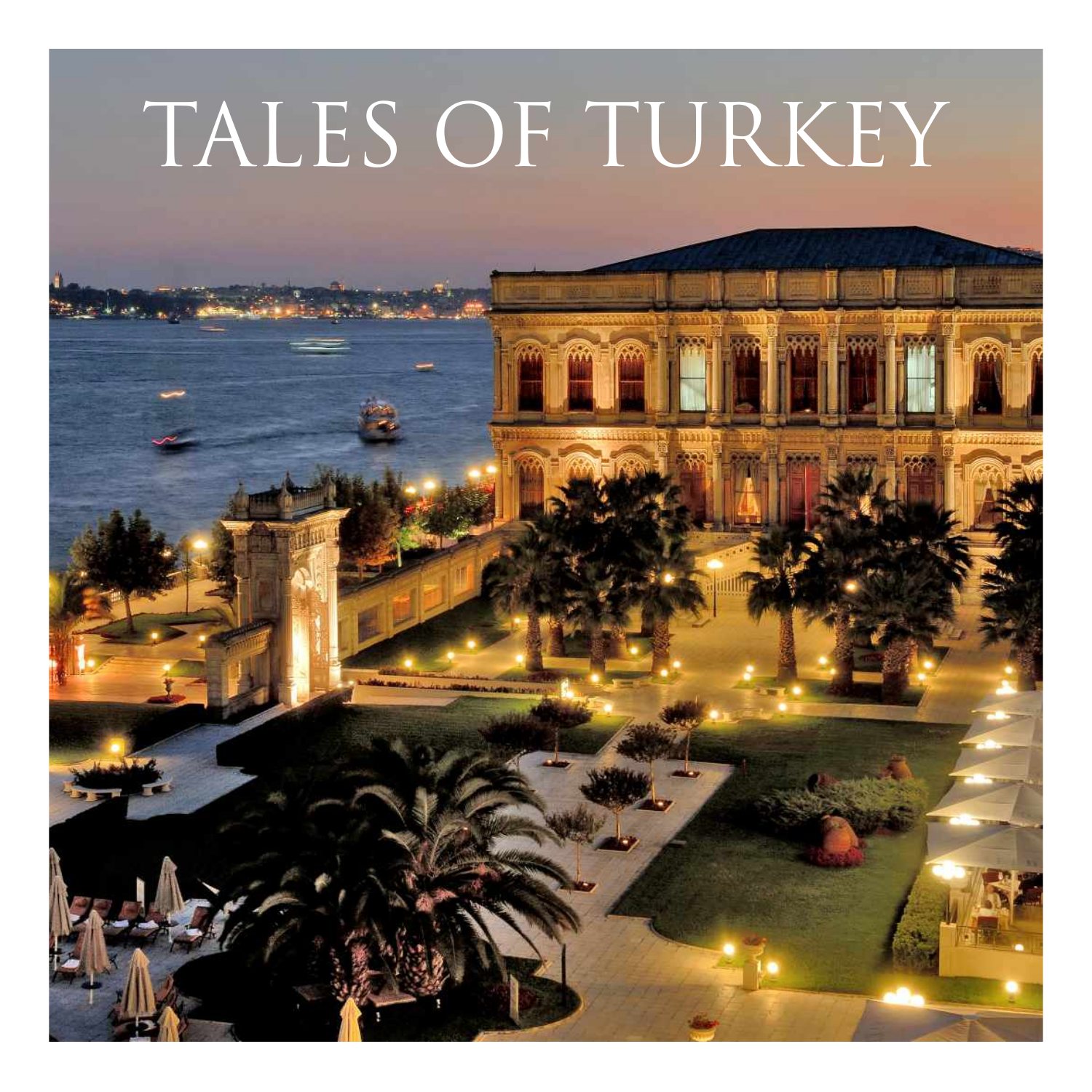# TALES OF TURKEY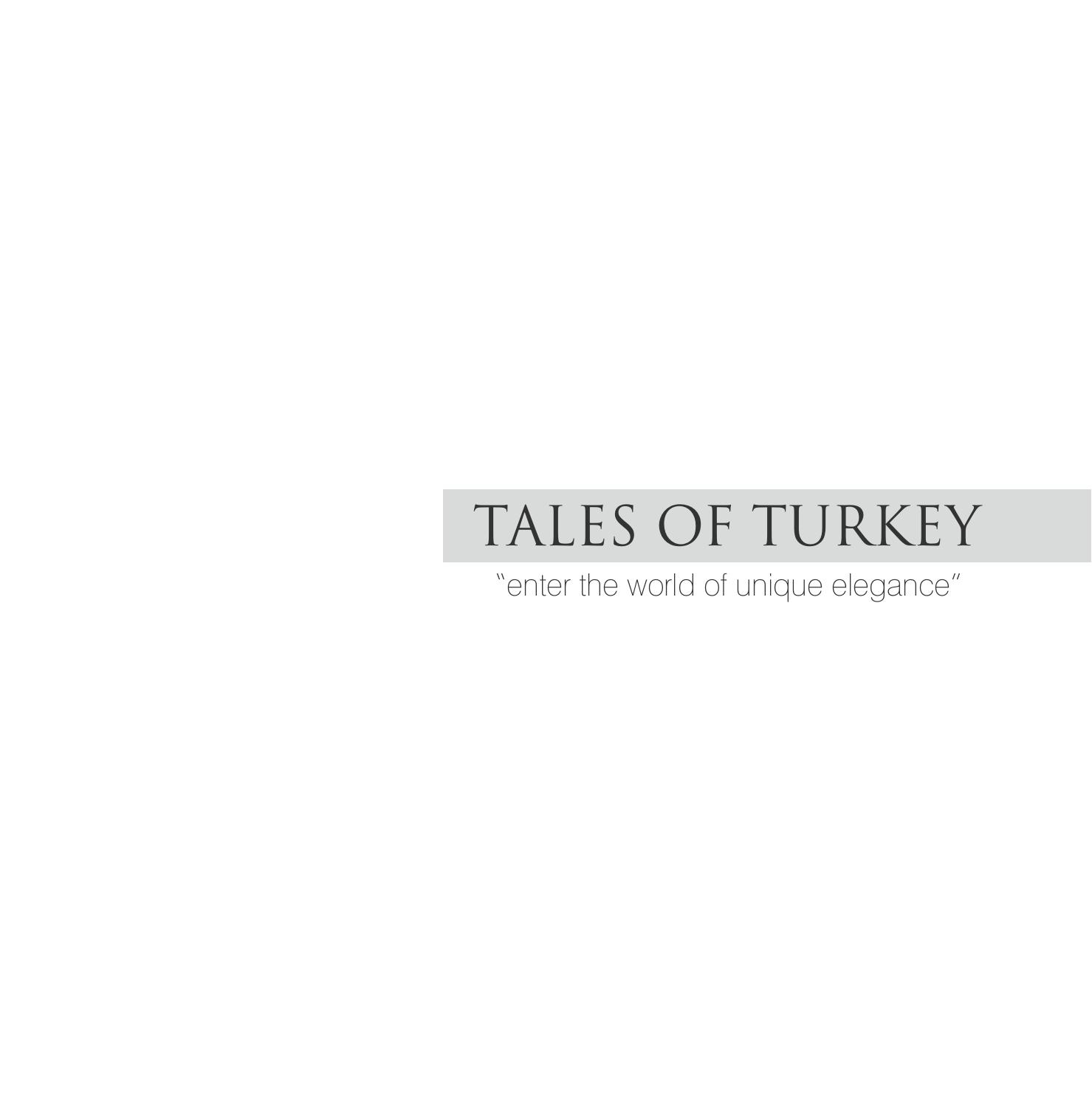# TALES OF TURKEY

"enter the world of unique elegance"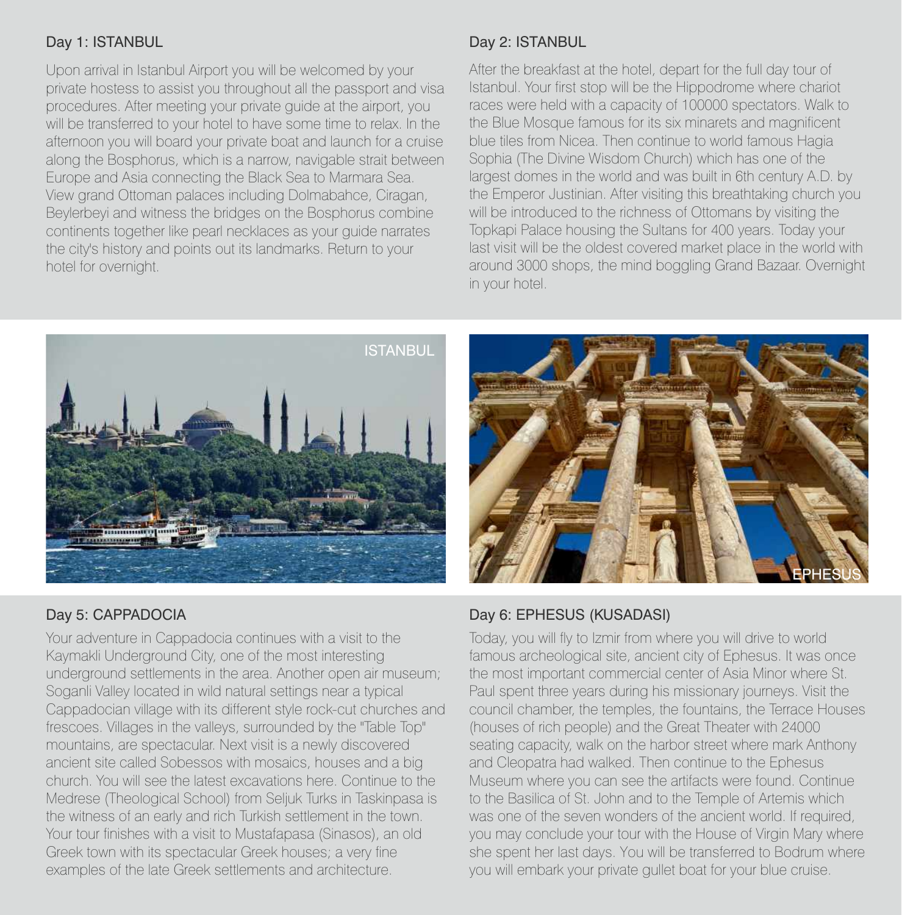## Day 1: ISTANBUL

Upon arrival in Istanbul Airport you will be welcomed by your private hostess to assist you throughout all the passport and visa procedures. After meeting your private guide at the airport, you will be transferred to your hotel to have some time to relax. In the afternoon you will board your private boat and launch for a cruise along the Bosphorus, which is a narrow, navigable strait between Europe and Asia connecting the Black Sea to Marmara Sea. View grand Ottoman palaces including Dolmabahce, Ciragan, Beylerbeyi and witness the bridges on the Bosphorus combine continents together like pearl necklaces as your guide narrates the city's history and points out its landmarks. Return to your hotel for overnight.

## Day 2: ISTANBUL

After the breakfast at the hotel, depart for the full day tour of Istanbul. Your first stop will be the Hippodrome where chariot races were held with a capacity of 100000 spectators. Walk to the Blue Mosque famous for its six minarets and magnificent blue tiles from Nicea. Then continue to world famous Hagia Sophia (The Divine Wisdom Church) which has one of the largest domes in the world and was built in 6th century A.D. by the Emperor Justinian. After visiting this breathtaking church you will be introduced to the richness of Ottomans by visiting the Topkapi Palace housing the Sultans for 400 years. Today your last visit will be the oldest covered market place in the world with around 3000 shops, the mind boggling Grand Bazaar. Overnight in your hotel.

ISTANBUL

EPHESUS

## Day 5: CAPPADOCIA

Your adventure in Cappadocia continues with a visit to the Kaymakli Underground City, one of the most interesting underground settlements in the area. Another open air museum; Soganli Valley located in wild natural settings near a typical Cappadocian village with its different style rock-cut churches and frescoes. Villages in the valleys, surrounded by the "Table Top" mountains, are spectacular. Next visit is a newly discovered ancient site called Sobessos with mosaics, houses and a big church. You will see the latest excavations here. Continue to the Medrese (Theological School) from Seljuk Turks in Taskinpasa is the witness of an early and rich Turkish settlement in the town. Your tour finishes with a visit to Mustafapasa (Sinasos), an old Greek town with its spectacular Greek houses; a very fine examples of the late Greek settlements and architecture.

## Day 6: EPHESUS (KUSADASI)

Today, you will fly to Izmir from where you will drive to world famous archeological site, ancient city of Ephesus. It was once the most important commercial center of Asia Minor where St. Paul spent three years during his missionary journeys. Visit the council chamber, the temples, the fountains, the Terrace Houses (houses of rich people) and the Great Theater with 24000 seating capacity, walk on the harbor street where mark Anthony and Cleopatra had walked. Then continue to the Ephesus Museum where you can see the artifacts were found. Continue to the Basilica of St. John and to the Temple of Artemis which was one of the seven wonders of the ancient world. If required, you may conclude your tour with the House of Virgin Mary where she spent her last days. You will be transferred to Bodrum where you will embark your private gullet boat for your blue cruise.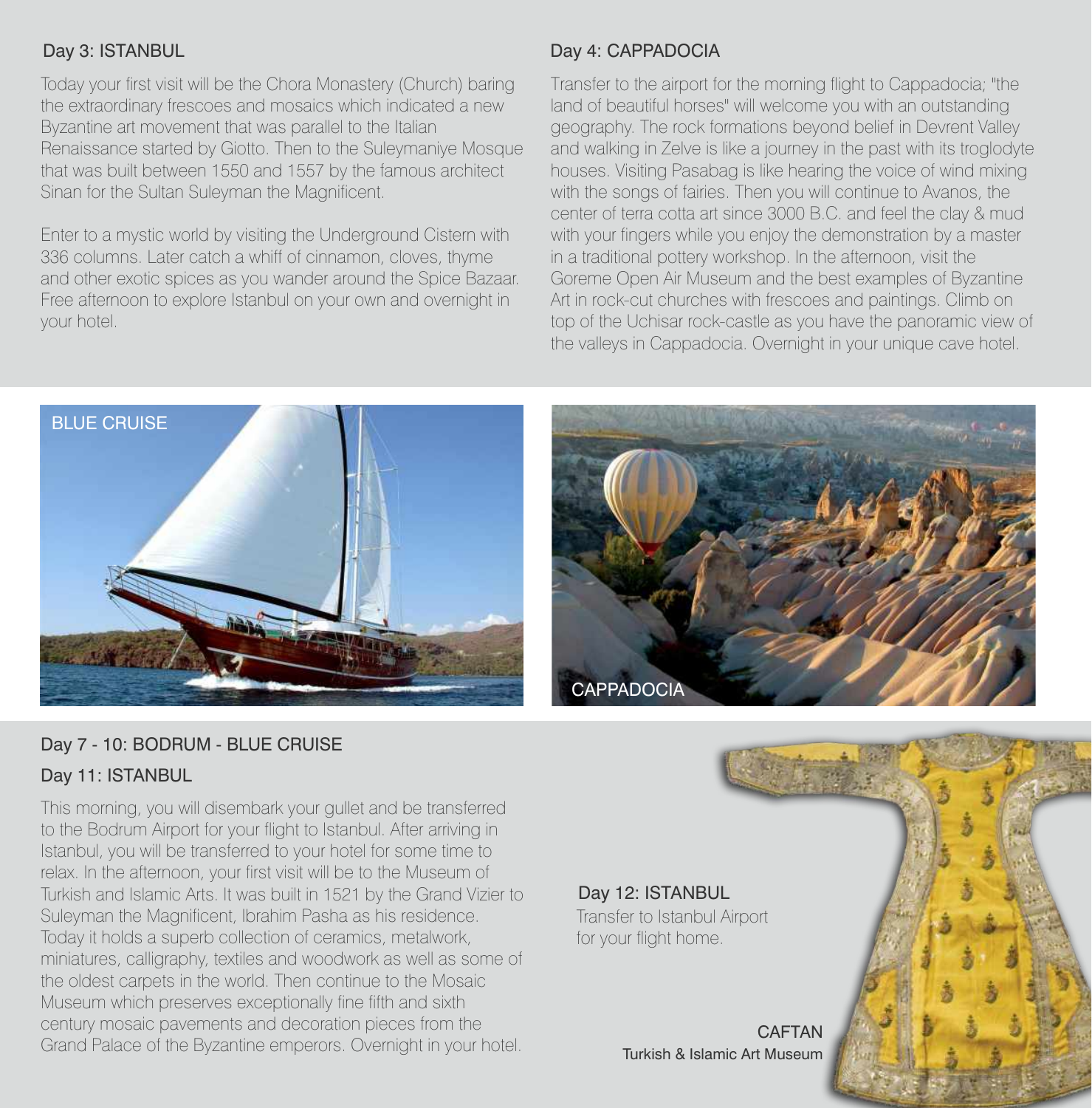## Day 3: ISTANBUL

Today your first visit will be the Chora Monastery (Church) baring the extraordinary frescoes and mosaics which indicated a new Byzantine art movement that was parallel to the Italian Renaissance started by Giotto. Then to the Suleymaniye Mosque that was built between 1550 and 1557 by the famous architect Sinan for the Sultan Suleyman the Magnificent.

Enter to a mystic world by visiting the Underground Cistern with 336 columns. Later catch a whiff of cinnamon, cloves, thyme and other exotic spices as you wander around the Spice Bazaar. Free afternoon to explore Istanbul on your own and overnight in your hotel.

## Day 4: CAPPADOCIA

Transfer to the airport for the morning flight to Cappadocia; "the land of beautiful horses" will welcome you with an outstanding geography. The rock formations beyond belief in Devrent Valley and walking in Zelve is like a journey in the past with its troglodyte houses. Visiting Pasabag is like hearing the voice of wind mixing with the songs of fairies. Then you will continue to Avanos, the center of terra cotta art since 3000 B.C. and feel the clay & mud with your fingers while you enjoy the demonstration by a master in a traditional pottery workshop. In the afternoon, visit the Goreme Open Air Museum and the best examples of Byzantine Art in rock-cut churches with frescoes and paintings. Climb on top of the Uchisar rock-castle as you have the panoramic view of the valleys in Cappadocia. Overnight in your unique cave hotel.

BLUE CRUISE

CAPPADOCIA

## Day 7 - 10: BODRUM - BLUE CRUISE

## Day 11: ISTANBUL

This morning, you will disembark your gullet and be transferred to the Bodrum Airport for your flight to Istanbul. After arriving in Istanbul, you will be transferred to your hotel for some time to relax. In the afternoon, your first visit will be to the Museum of Turkish and Islamic Arts. It was built in 1521 by the Grand Vizier to Suleyman the Magnificent, Ibrahim Pasha as his residence. Today it holds a superb collection of ceramics, metalwork, miniatures, calligraphy, textiles and woodwork as well as some of the oldest carpets in the world. Then continue to the Mosaic Museum which preserves exceptionally fine fifth and sixth century mosaic pavements and decoration pieces from the Grand Palace of the Byzantine emperors. Overnight in your hotel.

## Day 12: ISTANBUL

Transfer to Istanbul Airport for your flight home.

CAFTAN
Turkish & Islamic Art Museum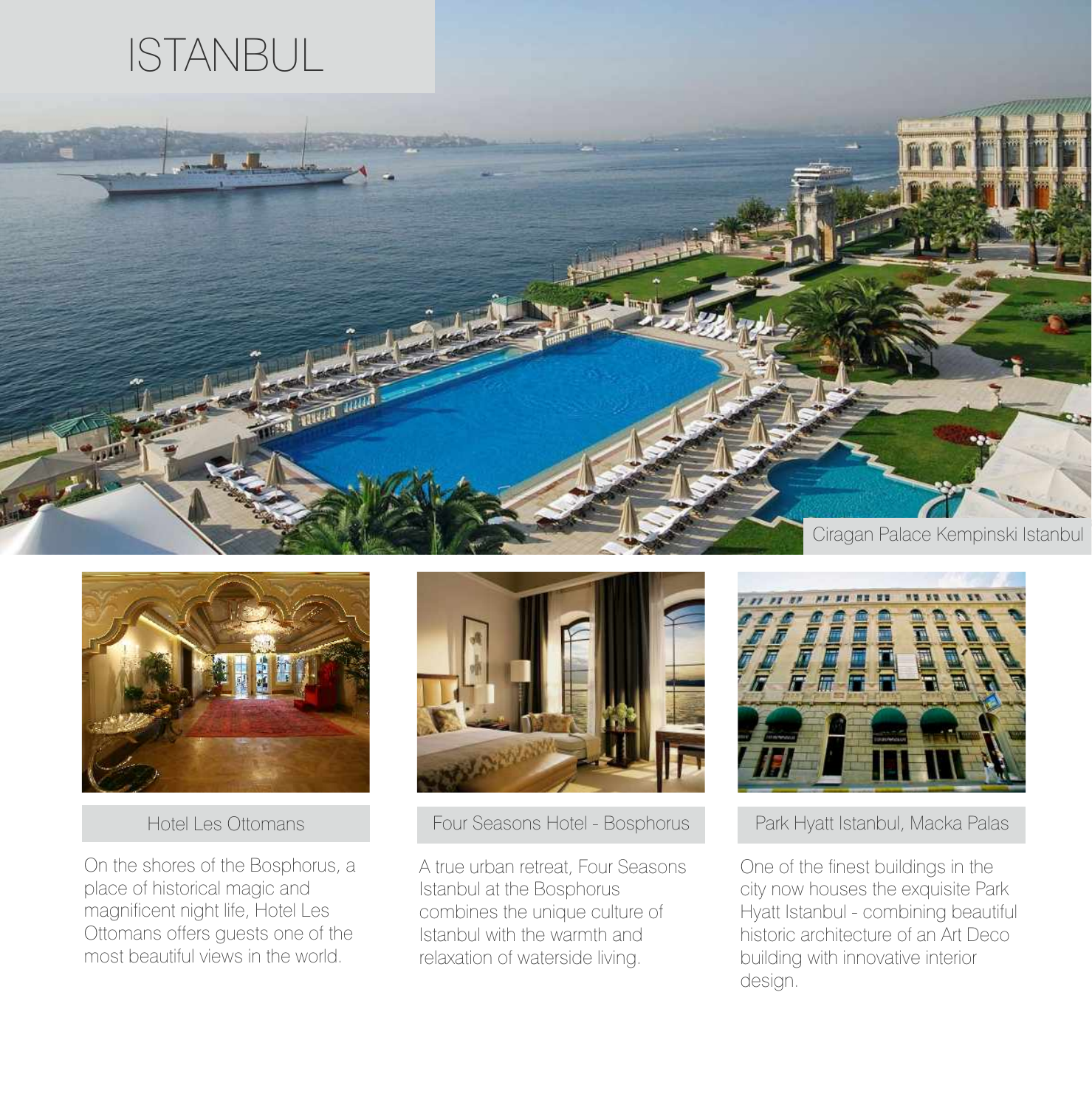# ISTANBUL

Ciragan Palace Kempinski Istanbul

### Hotel Les Ottomans

On the shores of the Bosphorus, a place of historical magic and magnificent night life, Hotel Les Ottomans offers guests one of the most beautiful views in the world.

### Four Seasons Hotel - Bosphorus

A true urban retreat, Four Seasons Istanbul at the Bosphorus combines the unique culture of Istanbul with the warmth and relaxation of waterside living.

### Park Hyatt Istanbul, Macka Palas

One of the finest buildings in the city now houses the exquisite Park Hyatt Istanbul - combining beautiful historic architecture of an Art Deco building with innovative interior design.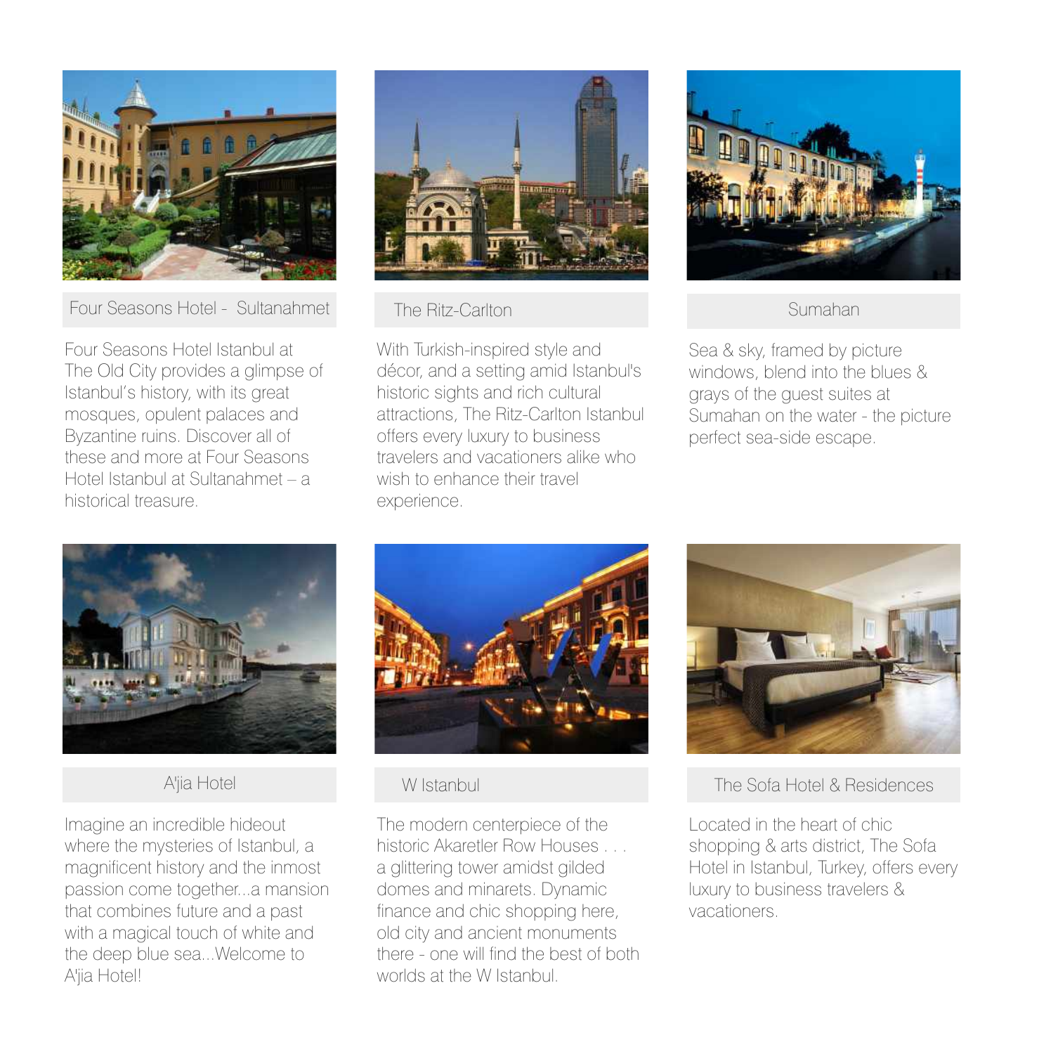## Four Seasons Hotel - Sultanahmet

Four Seasons Hotel Istanbul at The Old City provides a glimpse of Istanbul's history, with its great mosques, opulent palaces and Byzantine ruins. Discover all of these and more at Four Seasons Hotel Istanbul at Sultanahmet – a historical treasure.

## The Ritz-Carlton

With Turkish-inspired style and décor, and a setting amid Istanbul's historic sights and rich cultural attractions, The Ritz-Carlton Istanbul offers every luxury to business travelers and vacationers alike who wish to enhance their travel experience.

## Sumahan

Sea & sky, framed by picture windows, blend into the blues & grays of the guest suites at Sumahan on the water - the picture perfect sea-side escape.

## A'jia Hotel

Imagine an incredible hideout where the mysteries of Istanbul, a magnificent history and the inmost passion come together...a mansion that combines future and a past with a magical touch of white and the deep blue sea...Welcome to A'jia Hotel!

## W Istanbul

The modern centerpiece of the historic Akaretler Row Houses . . . a glittering tower amidst gilded domes and minarets. Dynamic finance and chic shopping here, old city and ancient monuments there - one will find the best of both worlds at the W Istanbul.

## The Sofa Hotel & Residences

Located in the heart of chic shopping & arts district, The Sofa Hotel in Istanbul, Turkey, offers every luxury to business travelers & vacationers.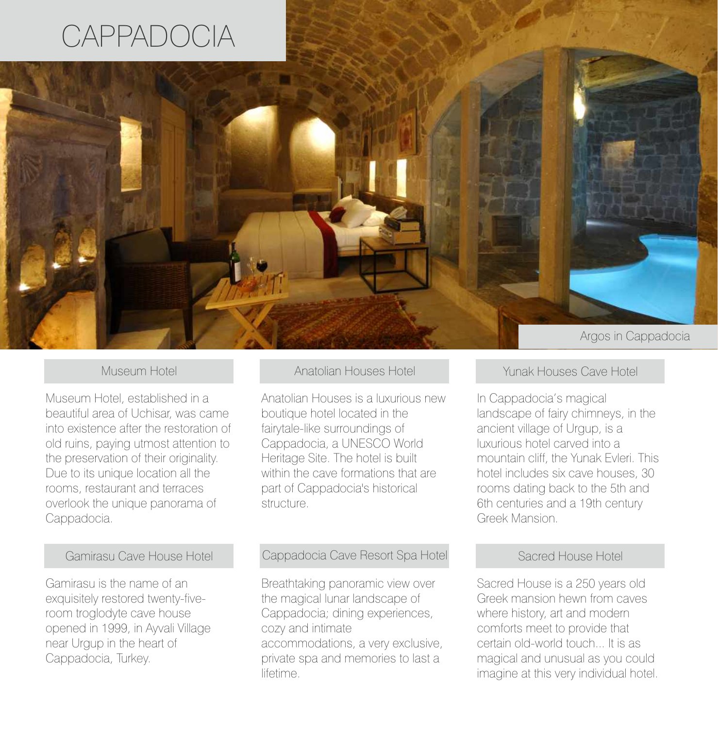# CAPPADOCIA

Argos in Cappadocia

### Museum Hotel

Museum Hotel, established in a beautiful area of Uchisar, was came into existence after the restoration of old ruins, paying utmost attention to the preservation of their originality. Due to its unique location all the rooms, restaurant and terraces overlook the unique panorama of Cappadocia.

### Anatolian Houses Hotel

Anatolian Houses is a luxurious new boutique hotel located in the fairytale-like surroundings of Cappadocia, a UNESCO World Heritage Site. The hotel is built within the cave formations that are part of Cappadocia's historical structure.

### Yunak Houses Cave Hotel

In Cappadocia's magical landscape of fairy chimneys, in the ancient village of Urgup, is a luxurious hotel carved into a mountain cliff, the Yunak Evleri. This hotel includes six cave houses, 30 rooms dating back to the 5th and 6th centuries and a 19th century Greek Mansion.

### Gamirasu Cave House Hotel

Gamirasu is the name of an exquisitely restored twenty-five-room troglodyte cave house opened in 1999, in Ayvali Village near Urgup in the heart of Cappadocia, Turkey.

### Cappadocia Cave Resort Spa Hotel

Breathtaking panoramic view over the magical lunar landscape of Cappadocia; dining experiences, cozy and intimate accommodations, a very exclusive, private spa and memories to last a lifetime.

### Sacred House Hotel

Sacred House is a 250 years old Greek mansion hewn from caves where history, art and modern comforts meet to provide that certain old-world touch... It is as magical and unusual as you could imagine at this very individual hotel.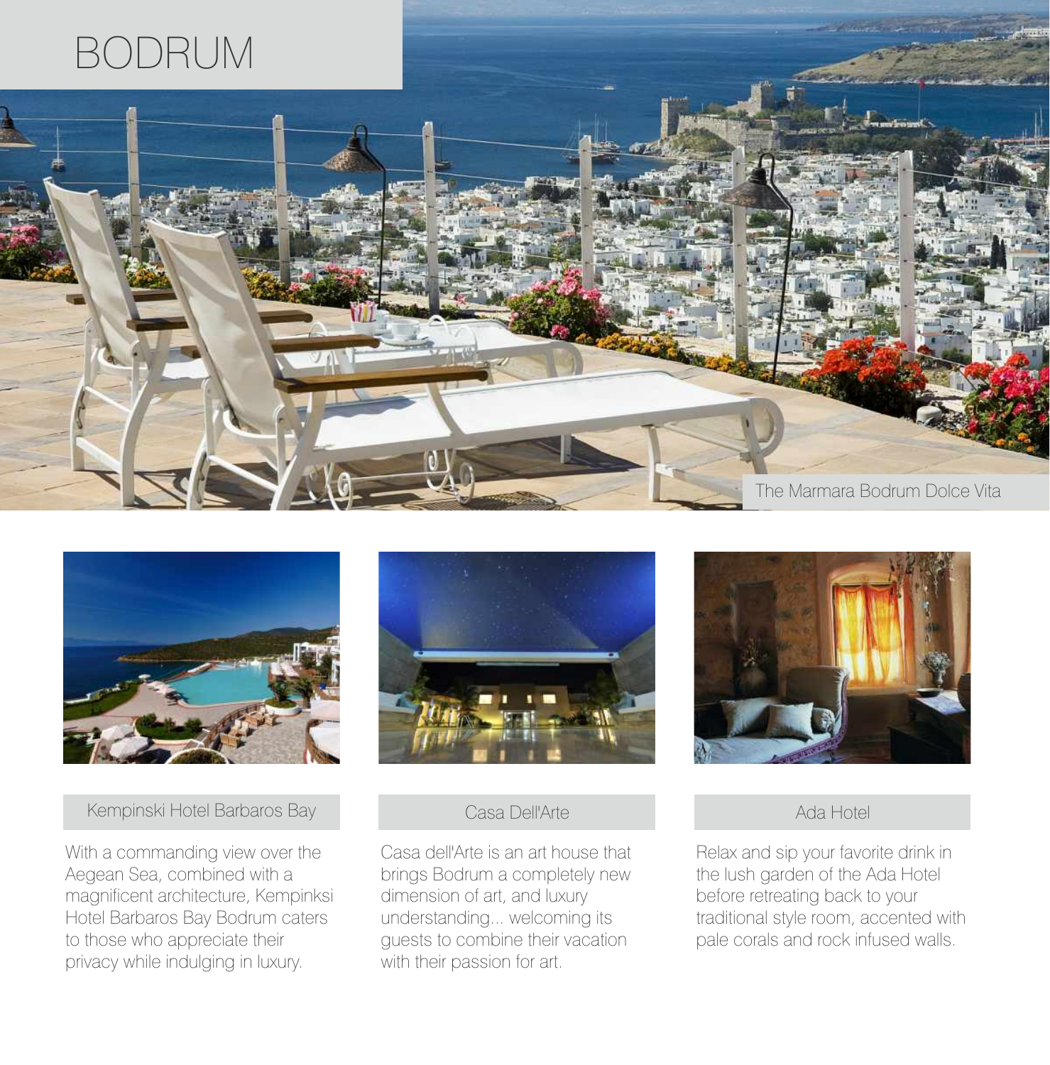# BODRUM

The Marmara Bodrum Dolce Vita

## Kempinski Hotel Barbaros Bay

With a commanding view over the Aegean Sea, combined with a magnificent architecture, Kempinksi Hotel Barbaros Bay Bodrum caters to those who appreciate their privacy while indulging in luxury.

## Casa Dell'Arte

Casa dell'Arte is an art house that brings Bodrum a completely new dimension of art, and luxury understanding... welcoming its guests to combine their vacation with their passion for art.

## Ada Hotel

Relax and sip your favorite drink in the lush garden of the Ada Hotel before retreating back to your traditional style room, accented with pale corals and rock infused walls.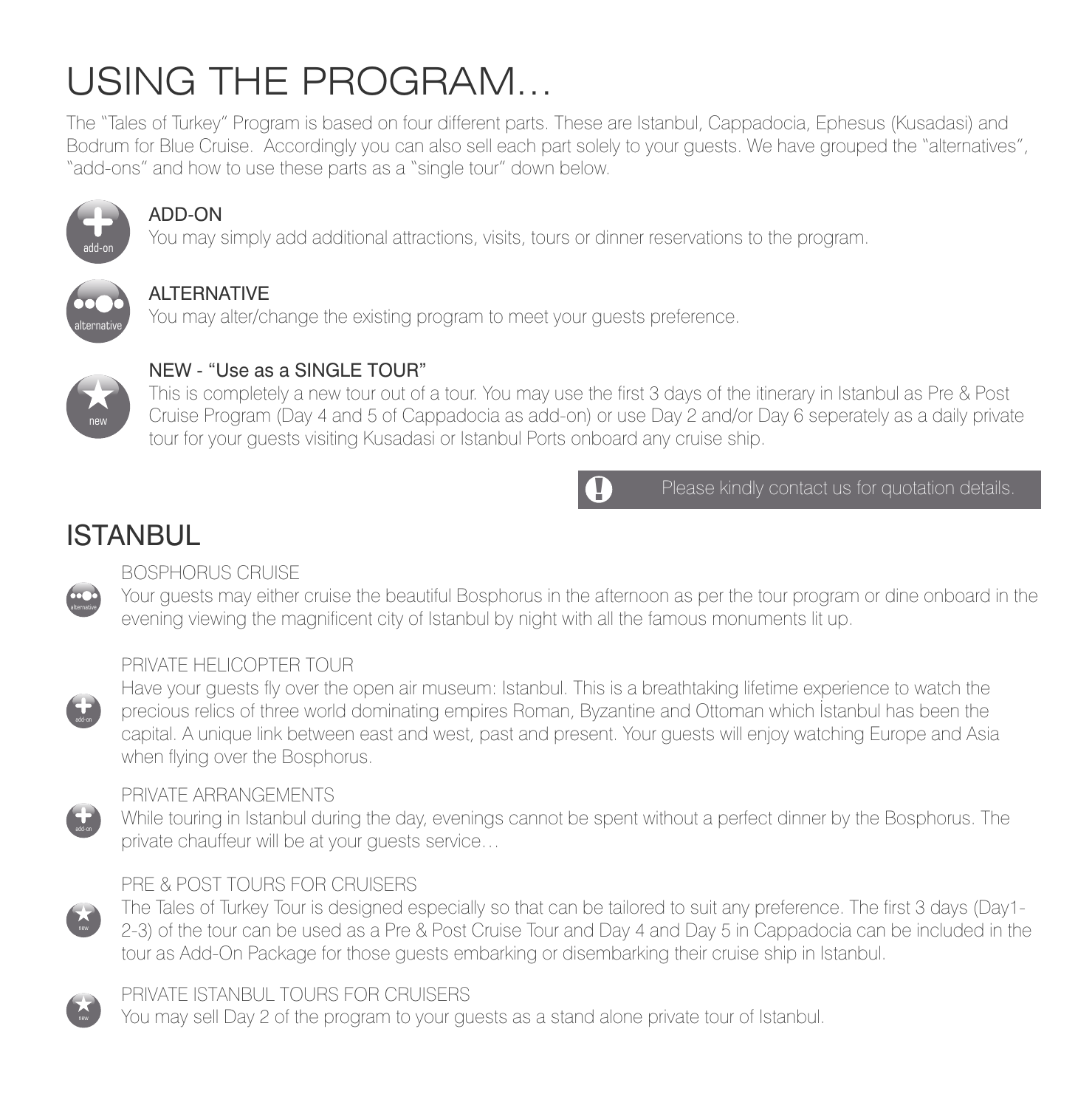# USING THE PROGRAM…

The "Tales of Turkey" Program is based on four different parts. These are Istanbul, Cappadocia, Ephesus (Kusadasi) and Bodrum for Blue Cruise. Accordingly you can also sell each part solely to your guests. We have grouped the "alternatives", "add-ons" and how to use these parts as a "single tour" down below.

### ADD-ON

You may simply add additional attractions, visits, tours or dinner reservations to the program.

### ALTERNATIVE

You may alter/change the existing program to meet your guests preference.

### NEW - "Use as a SINGLE TOUR"

This is completely a new tour out of a tour. You may use the first 3 days of the itinerary in Istanbul as Pre & Post Cruise Program (Day 4 and 5 of Cappadocia as add-on) or use Day 2 and/or Day 6 seperately as a daily private tour for your guests visiting Kusadasi or Istanbul Ports onboard any cruise ship.

Please kindly contact us for quotation details.

## ISTANBUL

### BOSPHORUS CRUISE (alternative)

Your guests may either cruise the beautiful Bosphorus in the afternoon as per the tour program or dine onboard in the evening viewing the magnificent city of Istanbul by night with all the famous monuments lit up.

### PRIVATE HELICOPTER TOUR (add-on)

Have your guests fly over the open air museum: Istanbul. This is a breathtaking lifetime experience to watch the precious relics of three world dominating empires Roman, Byzantine and Ottoman which İstanbul has been the capital. A unique link between east and west, past and present. Your guests will enjoy watching Europe and Asia when flying over the Bosphorus.

### PRIVATE ARRANGEMENTS (add-on)

While touring in Istanbul during the day, evenings cannot be spent without a perfect dinner by the Bosphorus. The private chauffeur will be at your guests service…

### PRE & POST TOURS FOR CRUISERS (new)

The Tales of Turkey Tour is designed especially so that can be tailored to suit any preference. The first 3 days (Day1-2-3) of the tour can be used as a Pre & Post Cruise Tour and Day 4 and Day 5 in Cappadocia can be included in the tour as Add-On Package for those guests embarking or disembarking their cruise ship in Istanbul.

### PRIVATE ISTANBUL TOURS FOR CRUISERS (new)

You may sell Day 2 of the program to your guests as a stand alone private tour of Istanbul.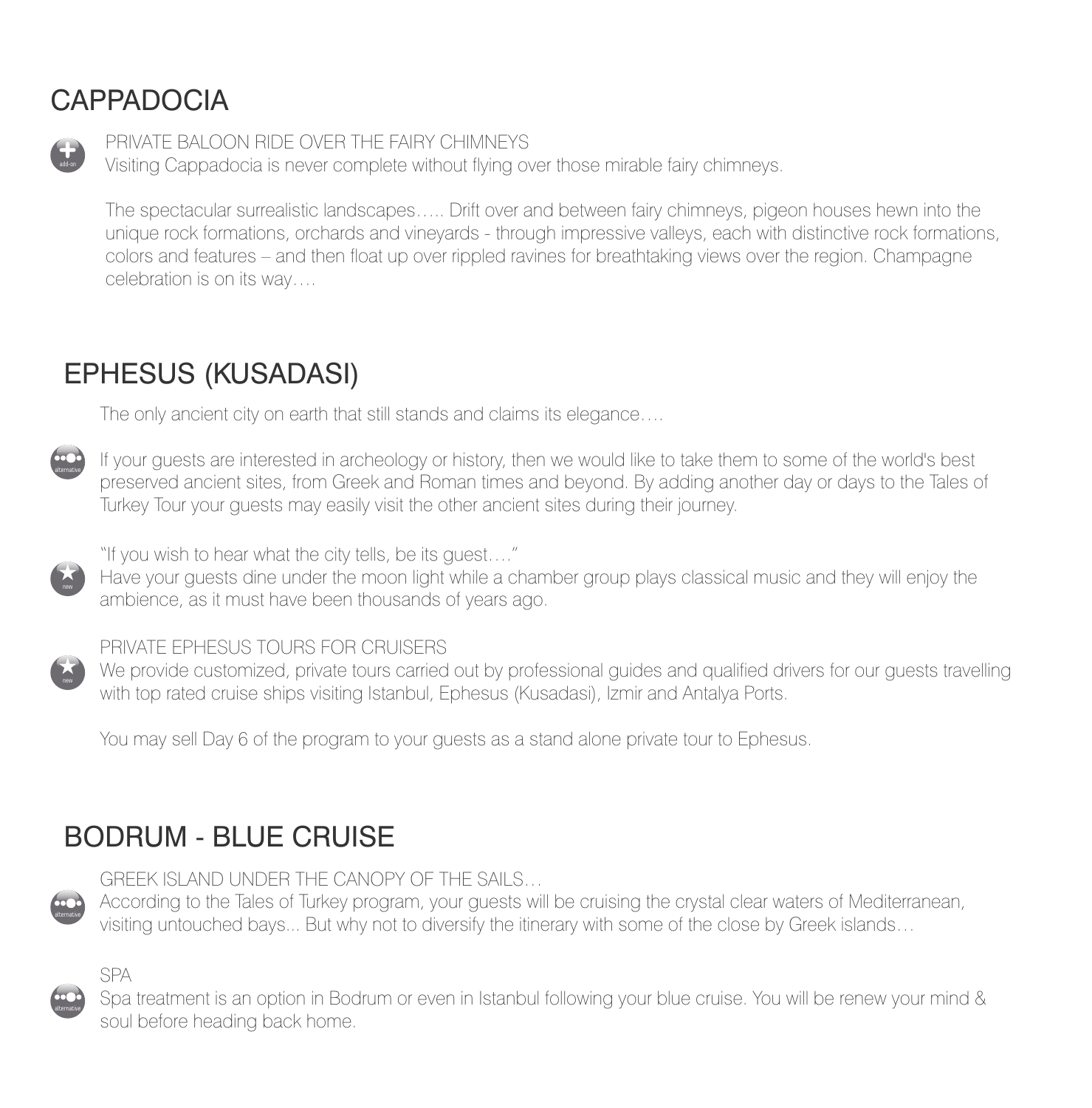## CAPPADOCIA

add-on

PRIVATE BALOON RIDE OVER THE FAIRY CHIMNEYS
Visiting Cappadocia is never complete without flying over those mirable fairy chimneys.

The spectacular surrealistic landscapes….. Drift over and between fairy chimneys, pigeon houses hewn into the unique rock formations, orchards and vineyards - through impressive valleys, each with distinctive rock formations, colors and features – and then float up over rippled ravines for breathtaking views over the region. Champagne celebration is on its way….

## EPHESUS (KUSADASI)

The only ancient city on earth that still stands and claims its elegance….

alternative

If your guests are interested in archeology or history, then we would like to take them to some of the world's best preserved ancient sites, from Greek and Roman times and beyond. By adding another day or days to the Tales of Turkey Tour your guests may easily visit the other ancient sites during their journey.

new

"If you wish to hear what the city tells, be its guest…."
Have your guests dine under the moon light while a chamber group plays classical music and they will enjoy the ambience, as it must have been thousands of years ago.

new

PRIVATE EPHESUS TOURS FOR CRUISERS
We provide customized, private tours carried out by professional guides and qualified drivers for our guests travelling with top rated cruise ships visiting Istanbul, Ephesus (Kusadasi), Izmir and Antalya Ports.

You may sell Day 6 of the program to your guests as a stand alone private tour to Ephesus.

## BODRUM - BLUE CRUISE

alternative

GREEK ISLAND UNDER THE CANOPY OF THE SAILS…
According to the Tales of Turkey program, your guests will be cruising the crystal clear waters of Mediterranean, visiting untouched bays... But why not to diversify the itinerary with some of the close by Greek islands…

alternative

SPA
Spa treatment is an option in Bodrum or even in Istanbul following your blue cruise. You will be renew your mind & soul before heading back home.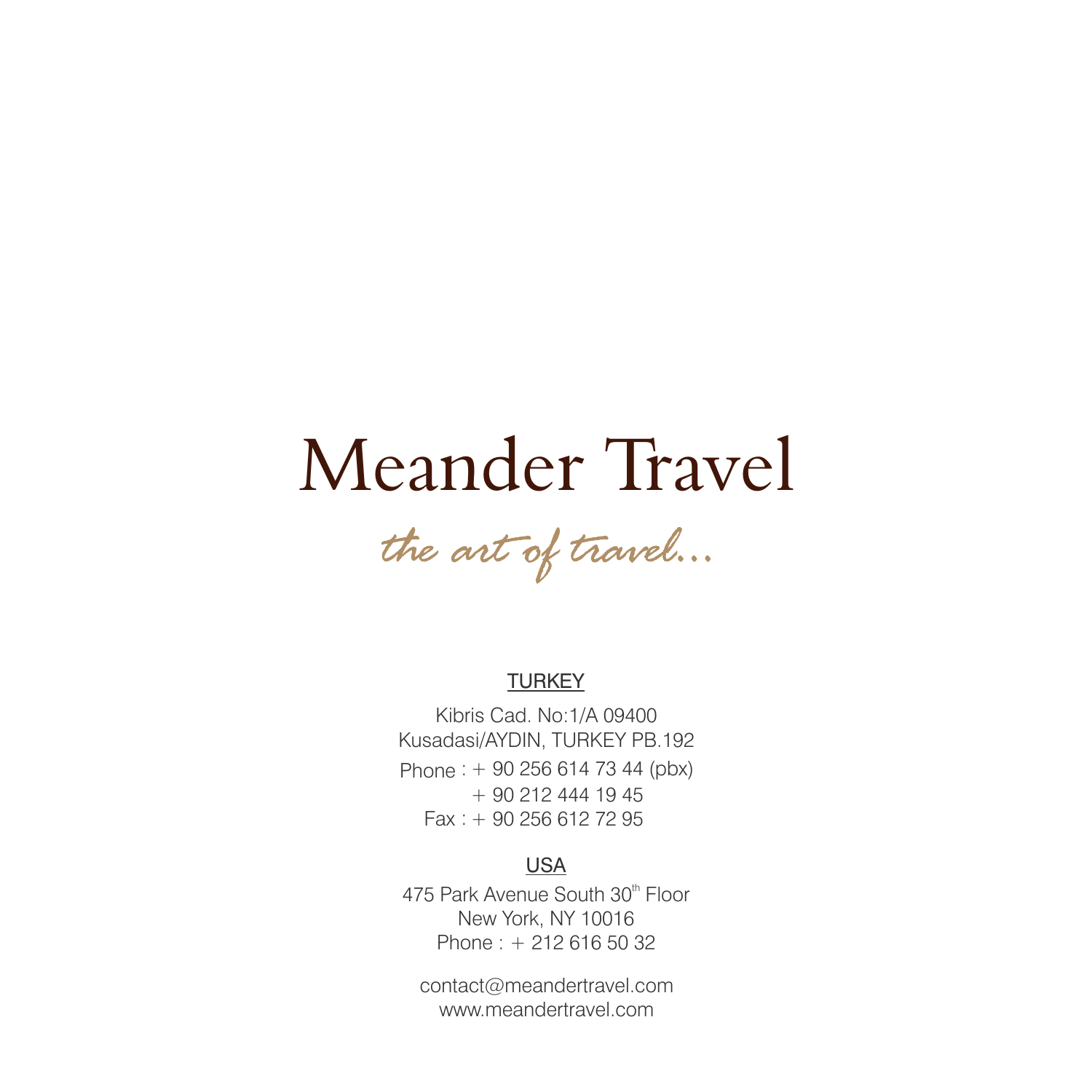# Meander Travel

*the art of travel...*

**TURKEY**

Kibris Cad. No:1/A 09400
Kusadasi/AYDIN, TURKEY PB.192
Phone : + 90 256 614 73 44 (pbx)
+ 90 212 444 19 45
Fax : + 90 256 612 72 95

**USA**

475 Park Avenue South 30th Floor
New York, NY 10016
Phone : + 212 616 50 32

contact@meandertravel.com
www.meandertravel.com